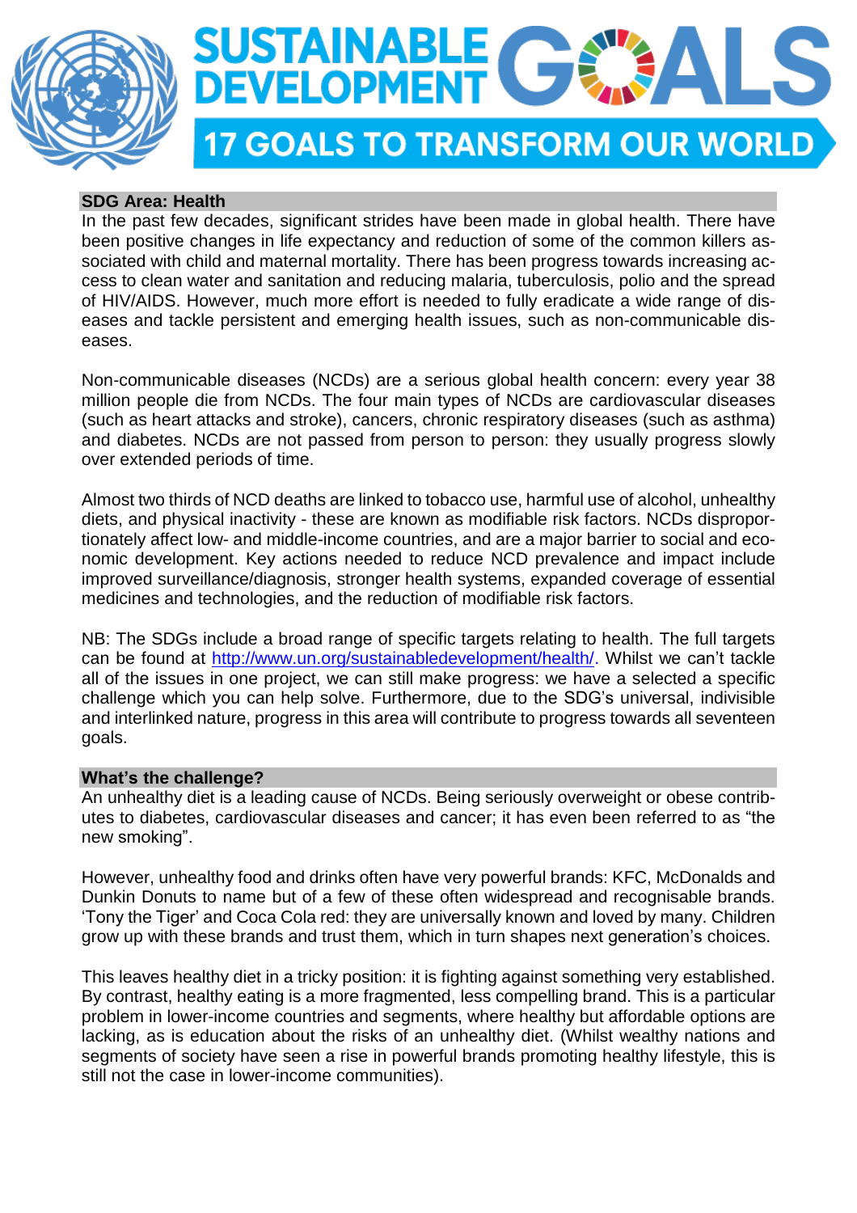# SUSTAINABLE DEVELOPMENT GOALS

## 17 GOALS TO TRANSFORM OUR WORLD

### SDG Area: Health

In the past few decades, significant strides have been made in global health. There have been positive changes in life expectancy and reduction of some of the common killers associated with child and maternal mortality. There has been progress towards increasing access to clean water and sanitation and reducing malaria, tuberculosis, polio and the spread of HIV/AIDS. However, much more effort is needed to fully eradicate a wide range of diseases and tackle persistent and emerging health issues, such as non-communicable diseases.

Non-communicable diseases (NCDs) are a serious global health concern: every year 38 million people die from NCDs. The four main types of NCDs are cardiovascular diseases (such as heart attacks and stroke), cancers, chronic respiratory diseases (such as asthma) and diabetes. NCDs are not passed from person to person: they usually progress slowly over extended periods of time.

Almost two thirds of NCD deaths are linked to tobacco use, harmful use of alcohol, unhealthy diets, and physical inactivity - these are known as modifiable risk factors. NCDs disproportionately affect low- and middle-income countries, and are a major barrier to social and economic development. Key actions needed to reduce NCD prevalence and impact include improved surveillance/diagnosis, stronger health systems, expanded coverage of essential medicines and technologies, and the reduction of modifiable risk factors.

NB: The SDGs include a broad range of specific targets relating to health. The full targets can be found at http://www.un.org/sustainabledevelopment/health/. Whilst we can't tackle all of the issues in one project, we can still make progress: we have a selected a specific challenge which you can help solve. Furthermore, due to the SDG's universal, indivisible and interlinked nature, progress in this area will contribute to progress towards all seventeen goals.

### What's the challenge?

An unhealthy diet is a leading cause of NCDs. Being seriously overweight or obese contributes to diabetes, cardiovascular diseases and cancer; it has even been referred to as "the new smoking".

However, unhealthy food and drinks often have very powerful brands: KFC, McDonalds and Dunkin Donuts to name but of a few of these often widespread and recognisable brands. 'Tony the Tiger' and Coca Cola red: they are universally known and loved by many. Children grow up with these brands and trust them, which in turn shapes next generation's choices.

This leaves healthy diet in a tricky position: it is fighting against something very established. By contrast, healthy eating is a more fragmented, less compelling brand. This is a particular problem in lower-income countries and segments, where healthy but affordable options are lacking, as is education about the risks of an unhealthy diet. (Whilst wealthy nations and segments of society have seen a rise in powerful brands promoting healthy lifestyle, this is still not the case in lower-income communities).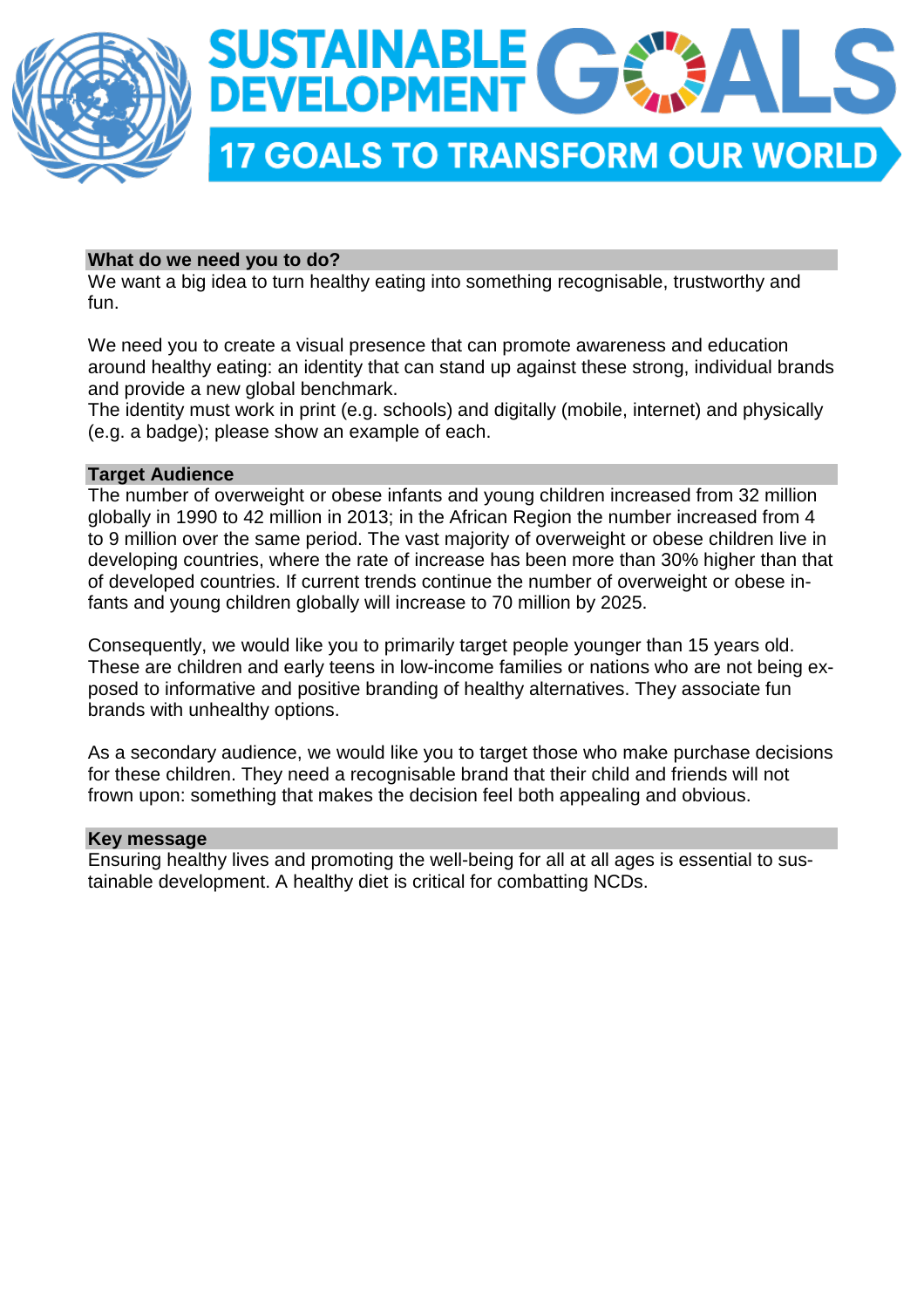SUSTAINABLE DEVELOPMENT GOALS

17 GOALS TO TRANSFORM OUR WORLD

## What do we need you to do?

We want a big idea to turn healthy eating into something recognisable, trustworthy and fun.

We need you to create a visual presence that can promote awareness and education around healthy eating: an identity that can stand up against these strong, individual brands and provide a new global benchmark.
The identity must work in print (e.g. schools) and digitally (mobile, internet) and physically (e.g. a badge); please show an example of each.

## Target Audience

The number of overweight or obese infants and young children increased from 32 million globally in 1990 to 42 million in 2013; in the African Region the number increased from 4 to 9 million over the same period. The vast majority of overweight or obese children live in developing countries, where the rate of increase has been more than 30% higher than that of developed countries. If current trends continue the number of overweight or obese infants and young children globally will increase to 70 million by 2025.

Consequently, we would like you to primarily target people younger than 15 years old. These are children and early teens in low-income families or nations who are not being exposed to informative and positive branding of healthy alternatives. They associate fun brands with unhealthy options.

As a secondary audience, we would like you to target those who make purchase decisions for these children. They need a recognisable brand that their child and friends will not frown upon: something that makes the decision feel both appealing and obvious.

## Key message

Ensuring healthy lives and promoting the well-being for all at all ages is essential to sustainable development. A healthy diet is critical for combatting NCDs.